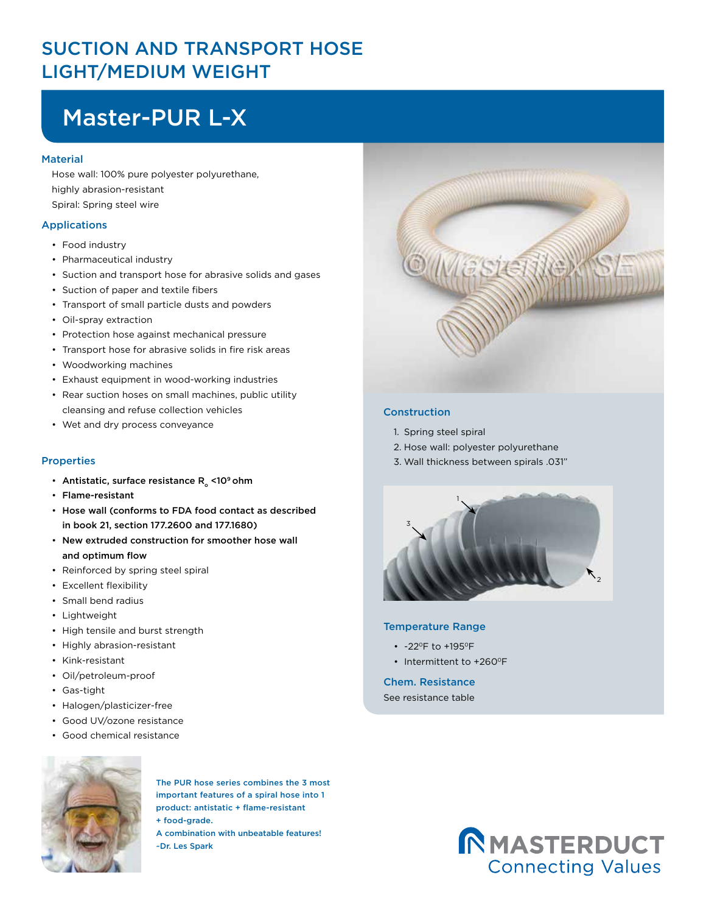# SUCTION AND TRANSPORT HOSE LIGHT/MEDIUM WEIGHT

## Master-PUR L-X

### Material

Hose wall: 100% pure polyester polyurethane, highly abrasion-resistant

Spiral: Spring steel wire

### Applications

- Food industry
- Pharmaceutical industry
- Suction and transport hose for abrasive solids and gases
- Suction of paper and textile fibers
- Transport of small particle dusts and powders
- Oil-spray extraction
- Protection hose against mechanical pressure
- Transport hose for abrasive solids in fire risk areas
- Woodworking machines
- Exhaust equipment in wood-working industries
- Rear suction hoses on small machines, public utility cleansing and refuse collection vehicles
- Wet and dry process conveyance

### Properties

- **Antistatic, surface resistance $R_o$ <$10^9$ ohm**
- **Flame-resistant**
- **Hose wall (conforms to FDA food contact as described in book 21, section 177.2600 and 177.1680)**
- **New extruded construction for smoother hose wall and optimum flow**
- Reinforced by spring steel spiral
- Excellent flexibility
- Small bend radius
- Lightweight
- High tensile and burst strength
- Highly abrasion-resistant
- Kink-resistant
- Oil/petroleum-proof
- Gas-tight
- Halogen/plasticizer-free
- Good UV/ozone resistance
- Good chemical resistance

### Construction

1. Spring steel spiral
2. Hose wall: polyester polyurethane
3. Wall thickness between spirals .031"

### Temperature Range

- -22ºF to +195ºF
- Intermittent to +260ºF

### Chem. Resistance

See resistance table

The PUR hose series combines the 3 most important features of a spiral hose into 1 product: antistatic + flame-resistant + food-grade.
A combination with unbeatable features!
–Dr. Les Spark

MASTERDUCT
Connecting Values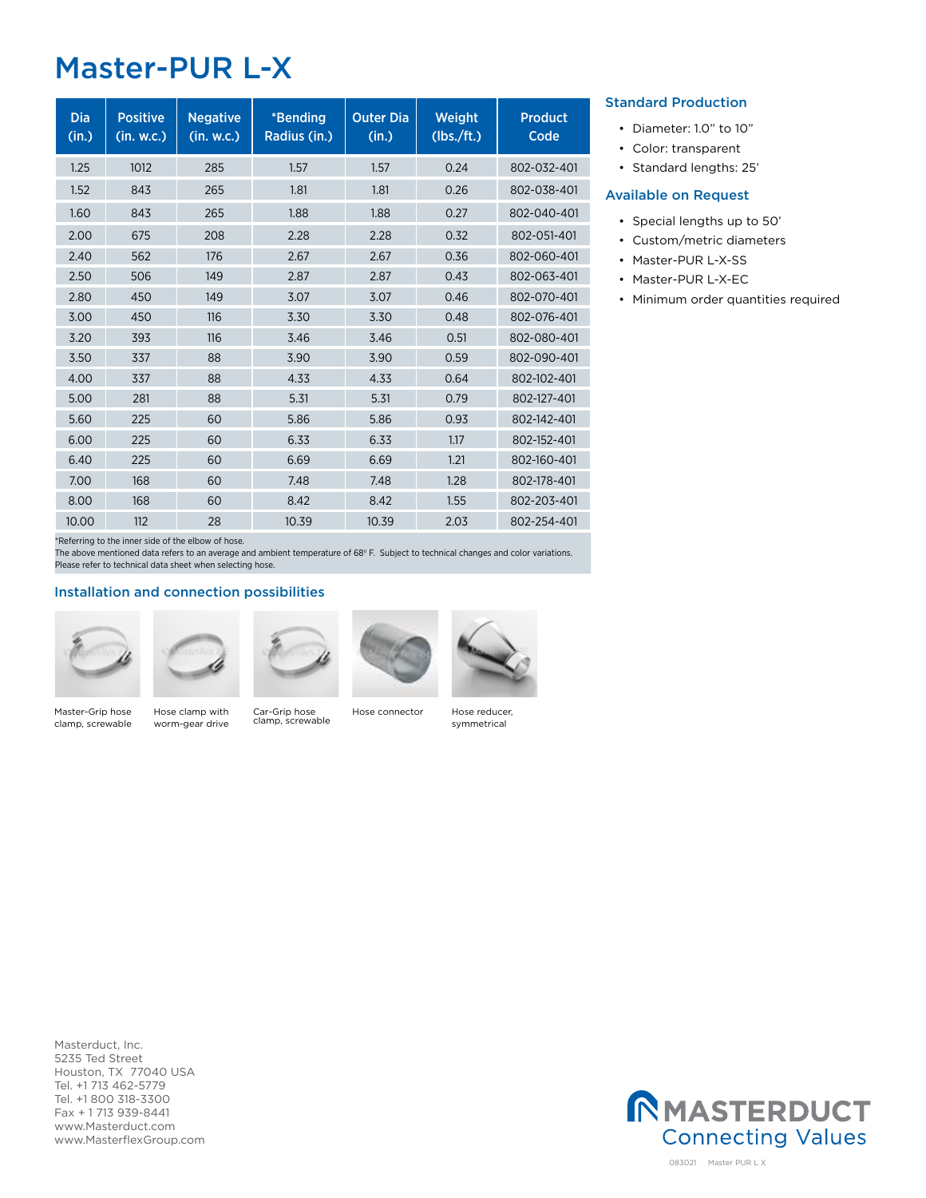# Master-PUR L-X

| Dia (in.) | Positive (in. w.c.) | Negative (in. w.c.) | *Bending Radius (in.) | Outer Dia (in.) | Weight (lbs./ft.) | Product Code |
|---|---|---|---|---|---|---|
| 1.25 | 1012 | 285 | 1.57 | 1.57 | 0.24 | 802-032-401 |
| 1.52 | 843 | 265 | 1.81 | 1.81 | 0.26 | 802-038-401 |
| 1.60 | 843 | 265 | 1.88 | 1.88 | 0.27 | 802-040-401 |
| 2.00 | 675 | 208 | 2.28 | 2.28 | 0.32 | 802-051-401 |
| 2.40 | 562 | 176 | 2.67 | 2.67 | 0.36 | 802-060-401 |
| 2.50 | 506 | 149 | 2.87 | 2.87 | 0.43 | 802-063-401 |
| 2.80 | 450 | 149 | 3.07 | 3.07 | 0.46 | 802-070-401 |
| 3.00 | 450 | 116 | 3.30 | 3.30 | 0.48 | 802-076-401 |
| 3.20 | 393 | 116 | 3.46 | 3.46 | 0.51 | 802-080-401 |
| 3.50 | 337 | 88 | 3.90 | 3.90 | 0.59 | 802-090-401 |
| 4.00 | 337 | 88 | 4.33 | 4.33 | 0.64 | 802-102-401 |
| 5.00 | 281 | 88 | 5.31 | 5.31 | 0.79 | 802-127-401 |
| 5.60 | 225 | 60 | 5.86 | 5.86 | 0.93 | 802-142-401 |
| 6.00 | 225 | 60 | 6.33 | 6.33 | 1.17 | 802-152-401 |
| 6.40 | 225 | 60 | 6.69 | 6.69 | 1.21 | 802-160-401 |
| 7.00 | 168 | 60 | 7.48 | 7.48 | 1.28 | 802-178-401 |
| 8.00 | 168 | 60 | 8.42 | 8.42 | 1.55 | 802-203-401 |
| 10.00 | 112 | 28 | 10.39 | 10.39 | 2.03 | 802-254-401 |

*Referring to the inner side of the elbow of hose.
The above mentioned data refers to an average and ambient temperature of 68° F. Subject to technical changes and color variations.
Please refer to technical data sheet when selecting hose.

### Standard Production

- Diameter: 1.0" to 10"
- Color: transparent
- Standard lengths: 25'

### Available on Request

- Special lengths up to 50'
- Custom/metric diameters
- Master-PUR L-X-SS
- Master-PUR L-X-EC
- Minimum order quantities required

### Installation and connection possibilities

Master-Grip hose clamp, screwable

Hose clamp with worm-gear drive

Car-Grip hose clamp, screwable

Hose connector

Hose reducer, symmetrical

Masterduct, Inc.
5235 Ted Street
Houston, TX 77040 USA
Tel. +1 713 462-5779
Tel. +1 800 318-3300
Fax + 1 713 939-8441
www.Masterduct.com
www.MasterflexGroup.com

MASTERDUCT
Connecting Values

083021 Master PUR L X